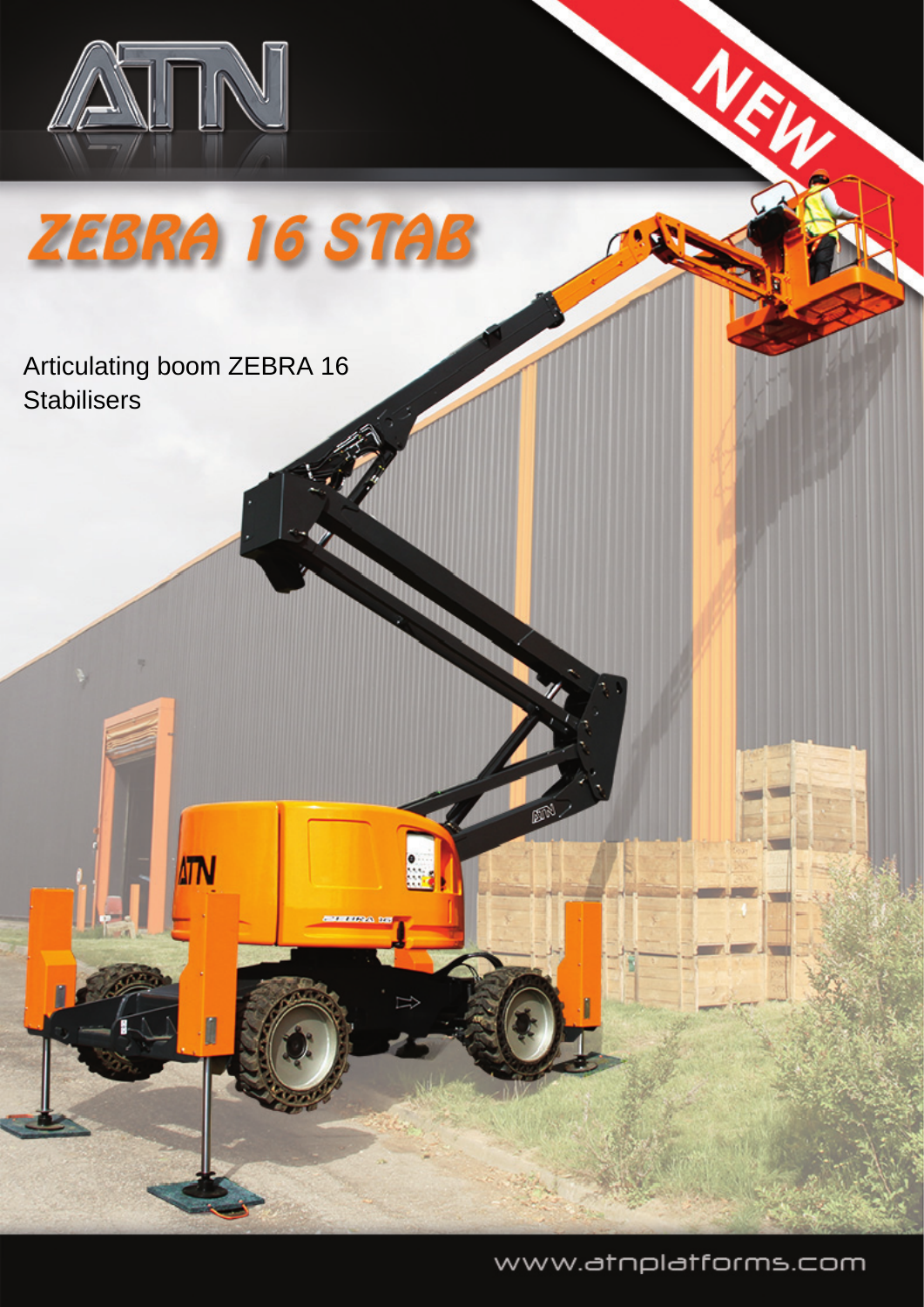# ZEBRA 16 STAB

NEW

Articulating boom ZEBRA 16
Stabilisers

www.atnplatforms.com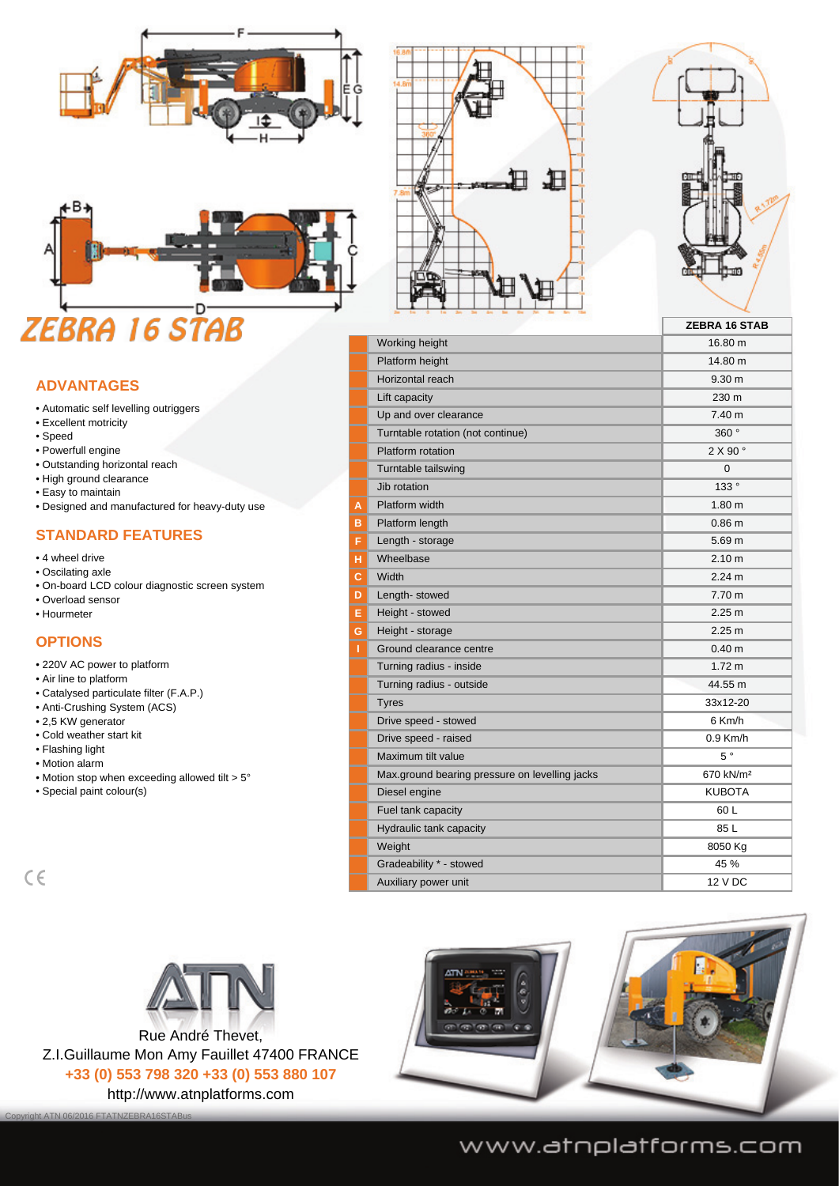# ZEBRA 16 STAB

## ADVANTAGES

- Automatic self levelling outriggers
- Excellent motricity
- Speed
- Powerfull engine
- Outstanding horizontal reach
- High ground clearance
- Easy to maintain
- Designed and manufactured for heavy-duty use

## STANDARD FEATURES

- 4 wheel drive
- Oscilating axle
- On-board LCD colour diagnostic screen system
- Overload sensor
- Hourmeter

## OPTIONS

- 220V AC power to platform
- Air line to platform
- Catalysed particulate filter (F.A.P.)
- Anti-Crushing System (ACS)
- 2,5 KW generator
- Cold weather start kit
- Flashing light
- Motion alarm
- Motion stop when exceeding allowed tilt > 5°
- Special paint colour(s)

| | | ZEBRA 16 STAB |
|---|---|---|
| | Working height | 16.80 m |
| | Platform height | 14.80 m |
| | Horizontal reach | 9.30 m |
| | Lift capacity | 230 m |
| | Up and over clearance | 7.40 m |
| | Turntable rotation (not continue) | 360 ° |
| | Platform rotation | 2 X 90 ° |
| | Turntable tailswing | 0 |
| | Jib rotation | 133 ° |
| A | Platform width | 1.80 m |
| B | Platform length | 0.86 m |
| F | Length - storage | 5.69 m |
| H | Wheelbase | 2.10 m |
| C | Width | 2.24 m |
| D | Length- stowed | 7.70 m |
| E | Height - stowed | 2.25 m |
| G | Height - storage | 2.25 m |
| I | Ground clearance centre | 0.40 m |
| | Turning radius - inside | 1.72 m |
| | Turning radius - outside | 44.55 m |
| | Tyres | 33x12-20 |
| | Drive speed - stowed | 6 Km/h |
| | Drive speed - raised | 0.9 Km/h |
| | Maximum tilt value | 5 ° |
| | Max.ground bearing pressure on levelling jacks | 670 kN/m² |
| | Diesel engine | KUBOTA |
| | Fuel tank capacity | 60 L |
| | Hydraulic tank capacity | 85 L |
| | Weight | 8050 Kg |
| | Gradeability * - stowed | 45 % |
| | Auxiliary power unit | 12 V DC |

Rue André Thevet,
Z.I.Guillaume Mon Amy Faquillet 47400 FRANCE
**+33 (0) 553 798 320 +33 (0) 553 880 107**
http://www.atnplatforms.com

Copyright ATN 06/2016 FTATNZEBRA16STABus

www.atnplatforms.com